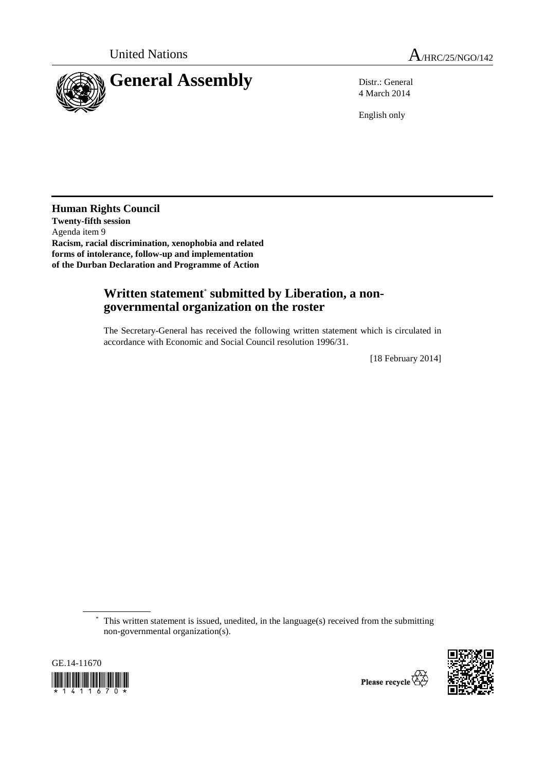United Nations A/HRC/25/NGO/142

# General Assembly

Distr.: General
4 March 2014

English only

**Human Rights Council**
**Twenty-fifth session**
Agenda item 9
**Racism, racial discrimination, xenophobia and related forms of intolerance, follow-up and implementation of the Durban Declaration and Programme of Action**

## Written statement* submitted by Liberation, a non-governmental organization on the roster

The Secretary-General has received the following written statement which is circulated in accordance with Economic and Social Council resolution 1996/31.

[18 February 2014]

\* This written statement is issued, unedited, in the language(s) received from the submitting non-governmental organization(s).

GE.14-11670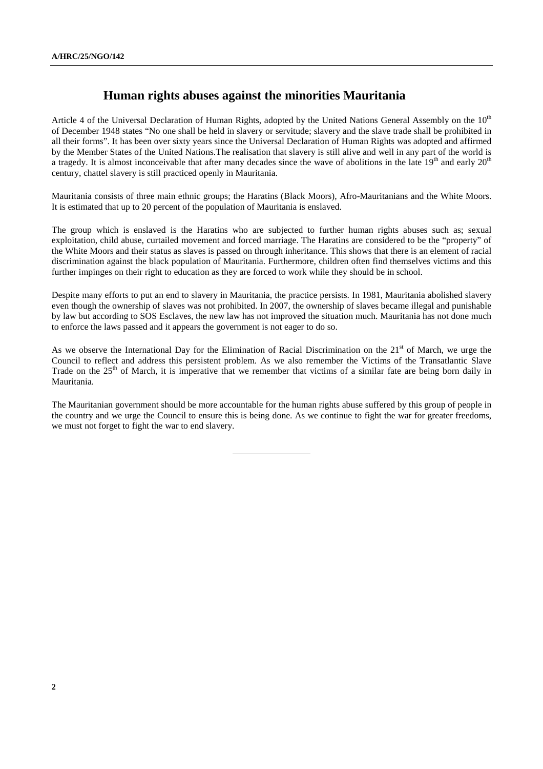# Human rights abuses against the minorities Mauritania

Article 4 of the Universal Declaration of Human Rights, adopted by the United Nations General Assembly on the 10th of December 1948 states "No one shall be held in slavery or servitude; slavery and the slave trade shall be prohibited in all their forms". It has been over sixty years since the Universal Declaration of Human Rights was adopted and affirmed by the Member States of the United Nations.The realisation that slavery is still alive and well in any part of the world is a tragedy. It is almost inconceivable that after many decades since the wave of abolitions in the late 19th and early 20th century, chattel slavery is still practiced openly in Mauritania.

Mauritania consists of three main ethnic groups; the Haratins (Black Moors), Afro-Mauritanians and the White Moors. It is estimated that up to 20 percent of the population of Mauritania is enslaved.

The group which is enslaved is the Haratins who are subjected to further human rights abuses such as; sexual exploitation, child abuse, curtailed movement and forced marriage. The Haratins are considered to be the "property" of the White Moors and their status as slaves is passed on through inheritance. This shows that there is an element of racial discrimination against the black population of Mauritania. Furthermore, children often find themselves victims and this further impinges on their right to education as they are forced to work while they should be in school.

Despite many efforts to put an end to slavery in Mauritania, the practice persists. In 1981, Mauritania abolished slavery even though the ownership of slaves was not prohibited. In 2007, the ownership of slaves became illegal and punishable by law but according to SOS Esclaves, the new law has not improved the situation much. Mauritania has not done much to enforce the laws passed and it appears the government is not eager to do so.

As we observe the International Day for the Elimination of Racial Discrimination on the 21st of March, we urge the Council to reflect and address this persistent problem. As we also remember the Victims of the Transatlantic Slave Trade on the 25th of March, it is imperative that we remember that victims of a similar fate are being born daily in Mauritania.

The Mauritanian government should be more accountable for the human rights abuse suffered by this group of people in the country and we urge the Council to ensure this is being done. As we continue to fight the war for greater freedoms, we must not forget to fight the war to end slavery.